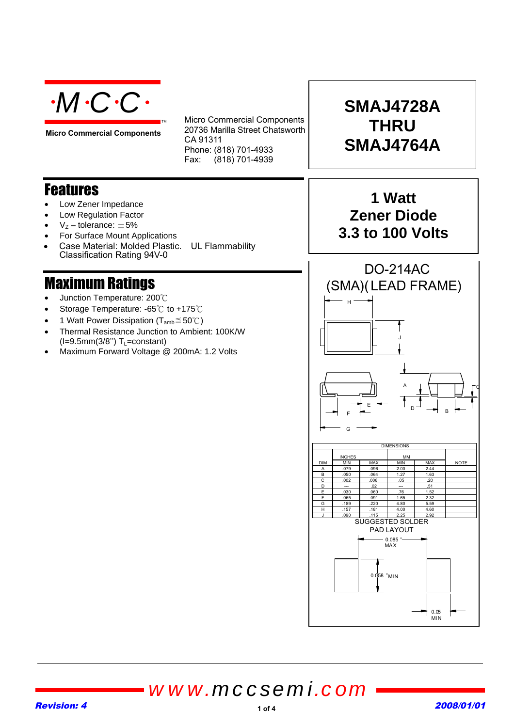·M·C·C·

**Micro Commercial Components**

Micro Commercial Components
20736 Marilla Street Chatsworth
CA 91311
Phone: (818) 701-4933
Fax: (818) 701-4939

# SMAJ4728A THRU SMAJ4764A

## 1 Watt Zener Diode 3.3 to 100 Volts

## Features

- Low Zener Impedance
- Low Regulation Factor
- $V_Z$ – tolerance: ±5%
- For Surface Mount Applications
- Case Material: Molded Plastic. UL Flammability Classification Rating 94V-0

## Maximum Ratings

- Junction Temperature: 200℃
- Storage Temperature: -65℃ to +175℃
- 1 Watt Power Dissipation ($T_{amb}$≦50℃)
- Thermal Resistance Junction to Ambient: 100K/W (I=9.5mm(3/8'') $T_L$=constant)
- Maximum Forward Voltage @ 200mA: 1.2 Volts

## DO-214AC (SMA)(LEAD FRAME)

| DIM | INCHES MIN | INCHES MAX | MM MIN | MM MAX | NOTE |
|---|---|---|---|---|---|
| A | .079 | .096 | 2.00 | 2.44 | |
| B | .050 | .064 | 1.27 | 1.63 | |
| C | .002 | .008 | .05 | .20 | |
| D | --- | .02 | --- | .51 | |
| E | .030 | .060 | .76 | 1.52 | |
| F | .065 | .091 | 1.65 | 2.32 | |
| G | .189 | .220 | 4.80 | 5.59 | |
| H | .157 | .181 | 4.00 | 4.60 | |
| J | .090 | .115 | 2.25 | 2.92 | |

SUGGESTED SOLDER PAD LAYOUT

0.085" MAX

0.058" MIN

0.05 MIN

*www.mccsemi.com*

*Revision: 4*

*2008/01/01*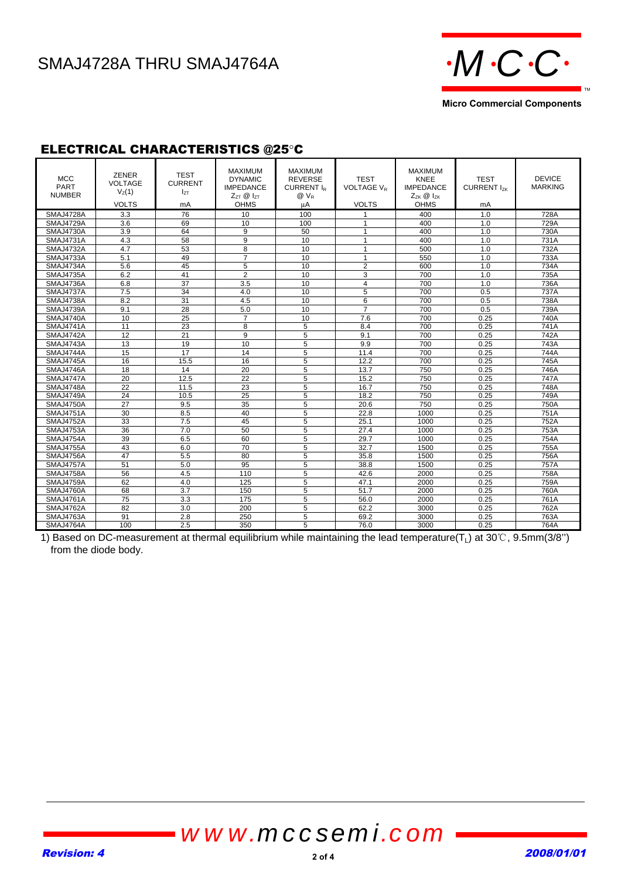# SMAJ4728A THRU SMAJ4764A

## ELECTRICAL CHARACTERISTICS @25°C

| MCC PART NUMBER | ZENER VOLTAGE $V_Z$(1) VOLTS | TEST CURRENT $I_{ZT}$ mA | MAXIMUM DYNAMIC IMPEDANCE $Z_{ZT}$ @ $I_{ZT}$ OHMS | MAXIMUM REVERSE CURRENT $I_R$ @ $V_R$ μA | TEST VOLTAGE $V_R$ VOLTS | MAXIMUM KNEE IMPEDANCE $Z_{ZK}$ @ $I_{ZK}$ OHMS | TEST CURRENT $I_{ZK}$ mA | DEVICE MARKING |
|---|---|---|---|---|---|---|---|---|
| SMAJ4728A | 3.3 | 76 | 10 | 100 | 1 | 400 | 1.0 | 728A |
| SMAJ4729A | 3.6 | 69 | 10 | 100 | 1 | 400 | 1.0 | 729A |
| SMAJ4730A | 3.9 | 64 | 9 | 50 | 1 | 400 | 1.0 | 730A |
| SMAJ4731A | 4.3 | 58 | 9 | 10 | 1 | 400 | 1.0 | 731A |
| SMAJ4732A | 4.7 | 53 | 8 | 10 | 1 | 500 | 1.0 | 732A |
| SMAJ4733A | 5.1 | 49 | 7 | 10 | 1 | 550 | 1.0 | 733A |
| SMAJ4734A | 5.6 | 45 | 5 | 10 | 2 | 600 | 1.0 | 734A |
| SMAJ4735A | 6.2 | 41 | 2 | 10 | 3 | 700 | 1.0 | 735A |
| SMAJ4736A | 6.8 | 37 | 3.5 | 10 | 4 | 700 | 1.0 | 736A |
| SMAJ4737A | 7.5 | 34 | 4.0 | 10 | 5 | 700 | 0.5 | 737A |
| SMAJ4738A | 8.2 | 31 | 4.5 | 10 | 6 | 700 | 0.5 | 738A |
| SMAJ4739A | 9.1 | 28 | 5.0 | 10 | 7 | 700 | 0.5 | 739A |
| SMAJ4740A | 10 | 25 | 7 | 10 | 7.6 | 700 | 0.25 | 740A |
| SMAJ4741A | 11 | 23 | 8 | 5 | 8.4 | 700 | 0.25 | 741A |
| SMAJ4742A | 12 | 21 | 9 | 5 | 9.1 | 700 | 0.25 | 742A |
| SMAJ4743A | 13 | 19 | 10 | 5 | 9.9 | 700 | 0.25 | 743A |
| SMAJ4744A | 15 | 17 | 14 | 5 | 11.4 | 700 | 0.25 | 744A |
| SMAJ4745A | 16 | 15.5 | 16 | 5 | 12.2 | 700 | 0.25 | 745A |
| SMAJ4746A | 18 | 14 | 20 | 5 | 13.7 | 750 | 0.25 | 746A |
| SMAJ4747A | 20 | 12.5 | 22 | 5 | 15.2 | 750 | 0.25 | 747A |
| SMAJ4748A | 22 | 11.5 | 23 | 5 | 16.7 | 750 | 0.25 | 748A |
| SMAJ4749A | 24 | 10.5 | 25 | 5 | 18.2 | 750 | 0.25 | 749A |
| SMAJ4750A | 27 | 9.5 | 35 | 5 | 20.6 | 750 | 0.25 | 750A |
| SMAJ4751A | 30 | 8.5 | 40 | 5 | 22.8 | 1000 | 0.25 | 751A |
| SMAJ4752A | 33 | 7.5 | 45 | 5 | 25.1 | 1000 | 0.25 | 752A |
| SMAJ4753A | 36 | 7.0 | 50 | 5 | 27.4 | 1000 | 0.25 | 753A |
| SMAJ4754A | 39 | 6.5 | 60 | 5 | 29.7 | 1000 | 0.25 | 754A |
| SMAJ4755A | 43 | 6.0 | 70 | 5 | 32.7 | 1500 | 0.25 | 755A |
| SMAJ4756A | 47 | 5.5 | 80 | 5 | 35.8 | 1500 | 0.25 | 756A |
| SMAJ4757A | 51 | 5.0 | 95 | 5 | 38.8 | 1500 | 0.25 | 757A |
| SMAJ4758A | 56 | 4.5 | 110 | 5 | 42.6 | 2000 | 0.25 | 758A |
| SMAJ4759A | 62 | 4.0 | 125 | 5 | 47.1 | 2000 | 0.25 | 759A |
| SMAJ4760A | 68 | 3.7 | 150 | 5 | 51.7 | 2000 | 0.25 | 760A |
| SMAJ4761A | 75 | 3.3 | 175 | 5 | 56.0 | 2000 | 0.25 | 761A |
| SMAJ4762A | 82 | 3.0 | 200 | 5 | 62.2 | 3000 | 0.25 | 762A |
| SMAJ4763A | 91 | 2.8 | 250 | 5 | 69.2 | 3000 | 0.25 | 763A |
| SMAJ4764A | 100 | 2.5 | 350 | 5 | 76.0 | 3000 | 0.25 | 764A |

1) Based on DC-measurement at thermal equilibrium while maintaining the lead temperature($T_L$) at 30℃, 9.5mm(3/8'') from the diode body.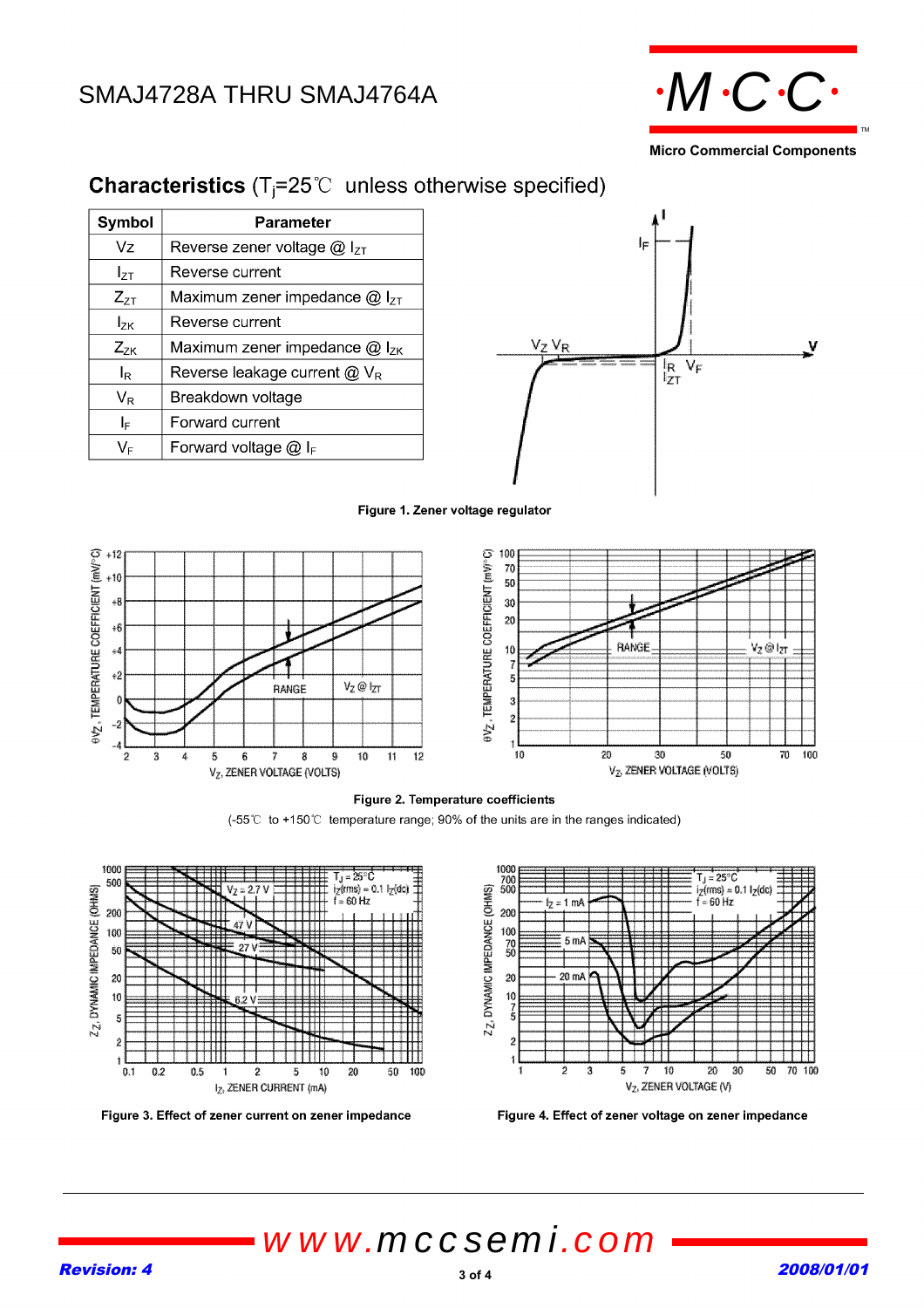## Characteristics ($T_j$=25℃ unless otherwise specified)

| Symbol | Parameter |
|---|---|
| Vz | Reverse zener voltage @ $I_{ZT}$ |
| $I_{ZT}$ | Reverse current |
| $Z_{ZT}$ | Maximum zener impedance @ $I_{ZT}$ |
| $I_{ZK}$ | Reverse current |
| $Z_{ZK}$ | Maximum zener impedance @ $I_{ZK}$ |
| $I_R$ | Reverse leakage current @ $V_R$ |
| $V_R$ | Breakdown voltage |
| $I_F$ | Forward current |
| $V_F$ | Forward voltage @ $I_F$ |

**Figure 1. Zener voltage regulator**

**Figure 2. Temperature coefficients**

(-55℃ to +150℃ temperature range; 90% of the units are in the ranges indicated)

**Figure 3. Effect of zener current on zener impedance**

**Figure 4. Effect of zener voltage on zener impedance**

*Revision: 4*

*2008/01/01*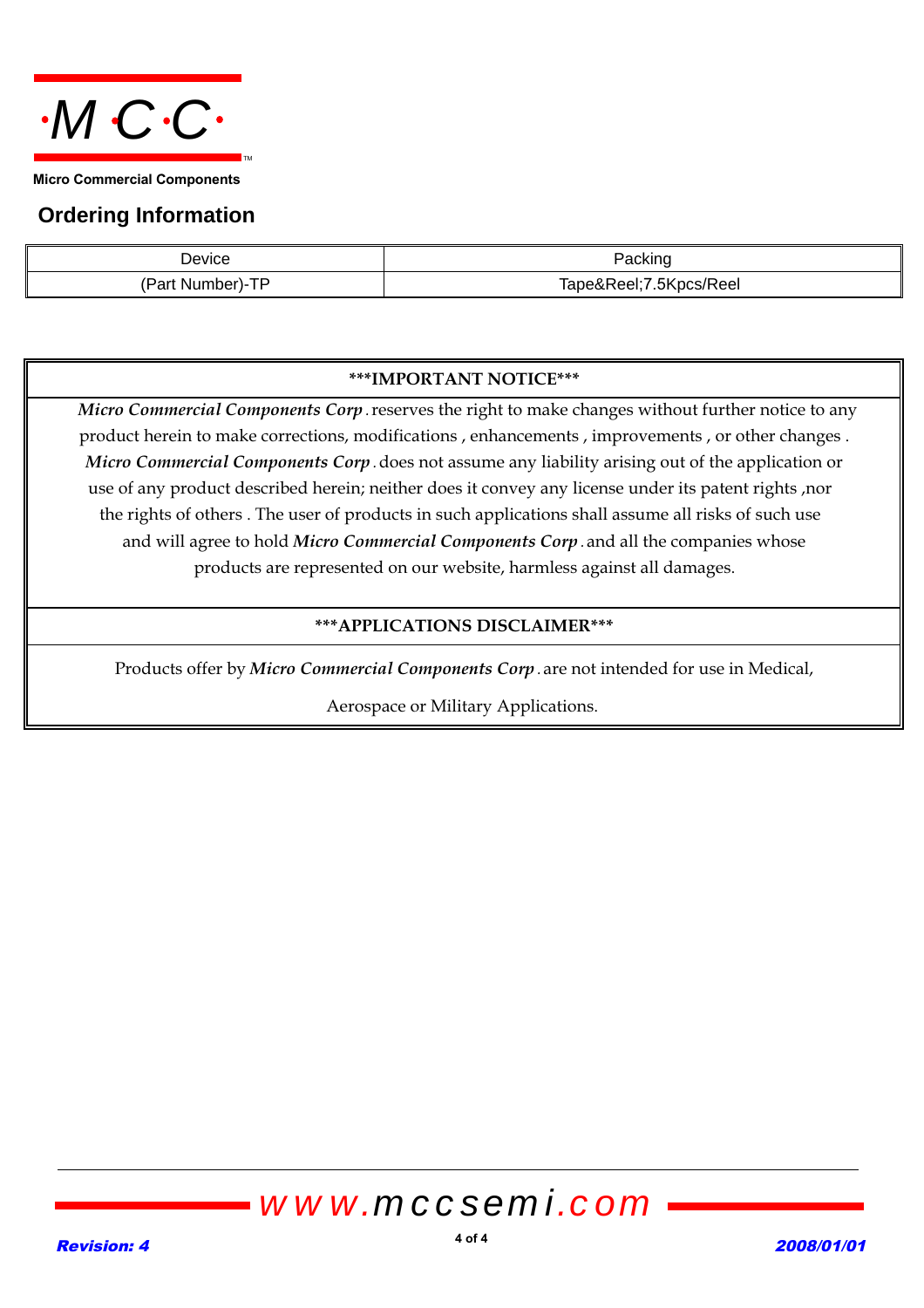·M·C·C·

Micro Commercial Components

## Ordering Information

| Device | Packing |
|---|---|
| (Part Number)-TP | Tape&Reel;7.5Kpcs/Reel |

| ***IMPORTANT NOTICE*** |
|---|
| ***Micro Commercial Components Corp*** . reserves the right to make changes without further notice to any product herein to make corrections, modifications , enhancements , improvements , or other changes . ***Micro Commercial Components Corp*** . does not assume any liability arising out of the application or use of any product described herein; neither does it convey any license under its patent rights ,nor the rights of others . The user of products in such applications shall assume all risks of such use and will agree to hold ***Micro Commercial Components Corp*** . and all the companies whose products are represented on our website, harmless against all damages. |

| ***APPLICATIONS DISCLAIMER*** |
|---|
| Products offer by ***Micro Commercial Components Corp*** . are not intended for use in Medical, Aerospace or Military Applications. |

www.mccsemi.com

Revision: 4

2008/01/01